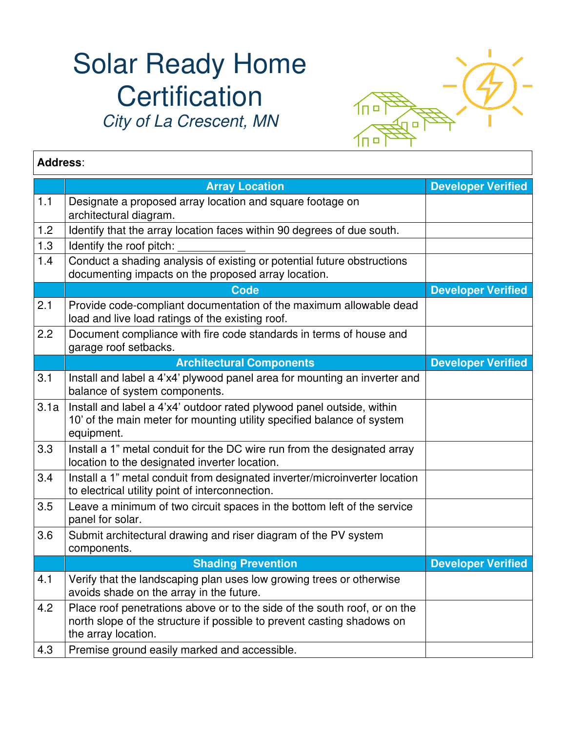# Solar Ready Home Certification

*City of La Crescent, MN*

**Address**:

| | Array Location | Developer Verified |
|---|---|---|
| 1.1 | Designate a proposed array location and square footage on architectural diagram. | |
| 1.2 | Identify that the array location faces within 90 degrees of due south. | |
| 1.3 | Identify the roof pitch: ___________ | |
| 1.4 | Conduct a shading analysis of existing or potential future obstructions documenting impacts on the proposed array location. | |
| | **Code** | **Developer Verified** |
| 2.1 | Provide code-compliant documentation of the maximum allowable dead load and live load ratings of the existing roof. | |
| 2.2 | Document compliance with fire code standards in terms of house and garage roof setbacks. | |
| | **Architectural Components** | **Developer Verified** |
| 3.1 | Install and label a 4'x4' plywood panel area for mounting an inverter and balance of system components. | |
| 3.1a | Install and label a 4'x4' outdoor rated plywood panel outside, within 10' of the main meter for mounting utility specified balance of system equipment. | |
| 3.3 | Install a 1" metal conduit for the DC wire run from the designated array location to the designated inverter location. | |
| 3.4 | Install a 1" metal conduit from designated inverter/microinverter location to electrical utility point of interconnection. | |
| 3.5 | Leave a minimum of two circuit spaces in the bottom left of the service panel for solar. | |
| 3.6 | Submit architectural drawing and riser diagram of the PV system components. | |
| | **Shading Prevention** | **Developer Verified** |
| 4.1 | Verify that the landscaping plan uses low growing trees or otherwise avoids shade on the array in the future. | |
| 4.2 | Place roof penetrations above or to the side of the south roof, or on the north slope of the structure if possible to prevent casting shadows on the array location. | |
| 4.3 | Premise ground easily marked and accessible. | |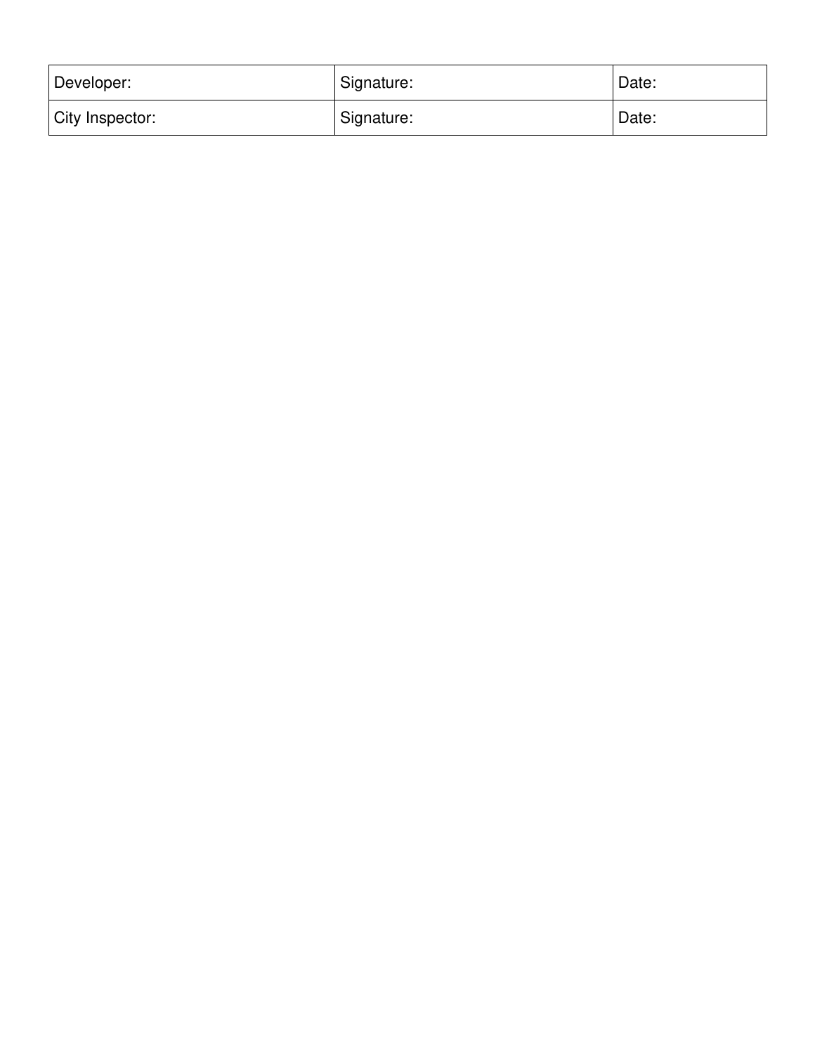| Developer: | Signature: | Date: |
| --- | --- | --- |
| City Inspector: | Signature: | Date: |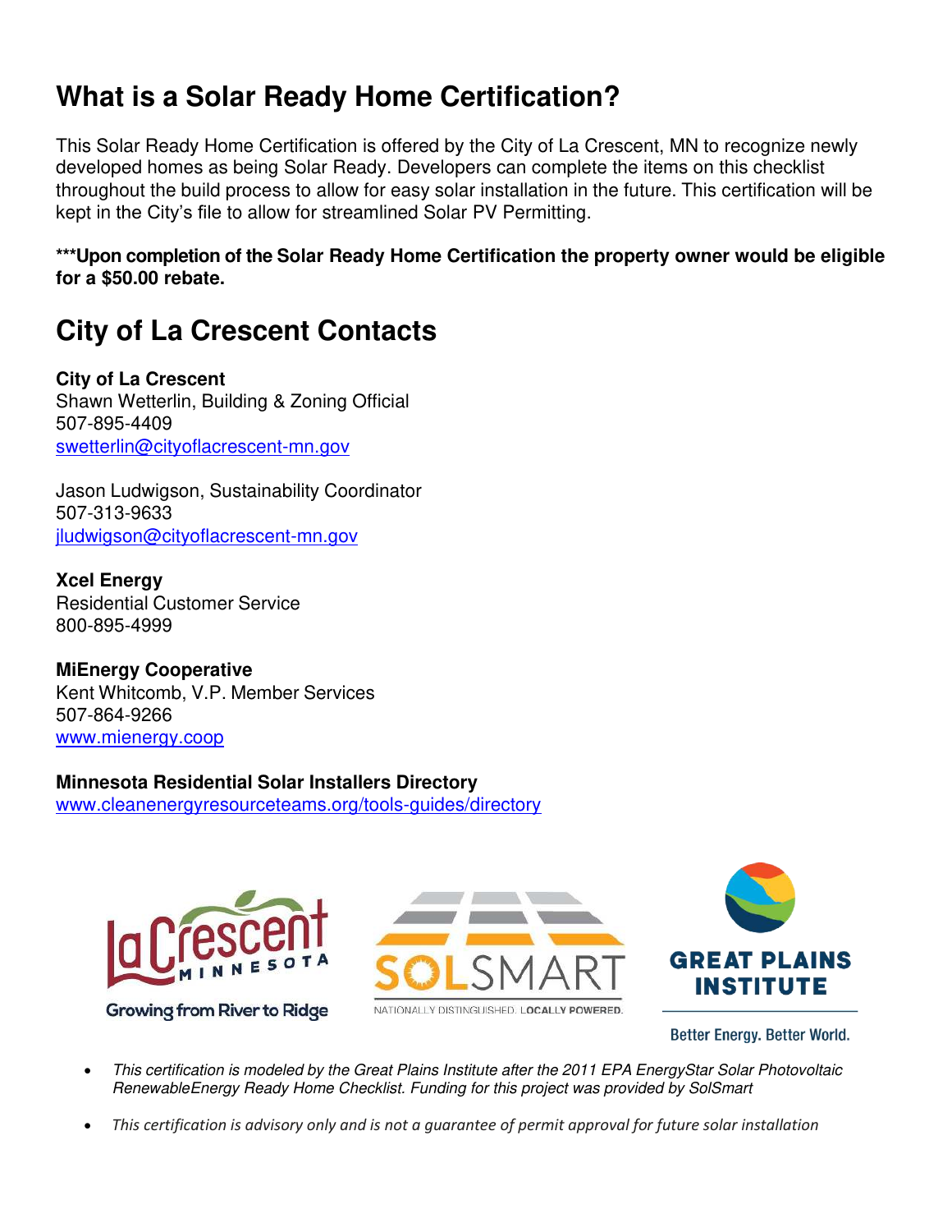# What is a Solar Ready Home Certification?

This Solar Ready Home Certification is offered by the City of La Crescent, MN to recognize newly developed homes as being Solar Ready. Developers can complete the items on this checklist throughout the build process to allow for easy solar installation in the future. This certification will be kept in the City's file to allow for streamlined Solar PV Permitting.

**\*\*\*Upon completion of the Solar Ready Home Certification the property owner would be eligible for a $50.00 rebate.**

# City of La Crescent Contacts

**City of La Crescent**
Shawn Wetterlin, Building & Zoning Official
507-895-4409
swetterlin@cityoflacrescent-mn.gov

Jason Ludwigson, Sustainability Coordinator
507-313-9633
jludwigson@cityoflacrescent-mn.gov

**Xcel Energy**
Residential Customer Service
800-895-4999

**MiEnergy Cooperative**
Kent Whitcomb, V.P. Member Services
507-864-9266
www.mienergy.coop

**Minnesota Residential Solar Installers Directory**
www.cleanenergyresourceteams.org/tools-guides/directory

La Crescent Minnesota — Growing from River to Ridge

SOLSMART — NATIONALLY DISTINGUISHED. LOCALLY POWERED.

GREAT PLAINS INSTITUTE — Better Energy. Better World.

- *This certification is modeled by the Great Plains Institute after the 2011 EPA EnergyStar Solar Photovoltaic RenewableEnergy Ready Home Checklist. Funding for this project was provided by SolSmart*
- *This certification is advisory only and is not a guarantee of permit approval for future solar installation*